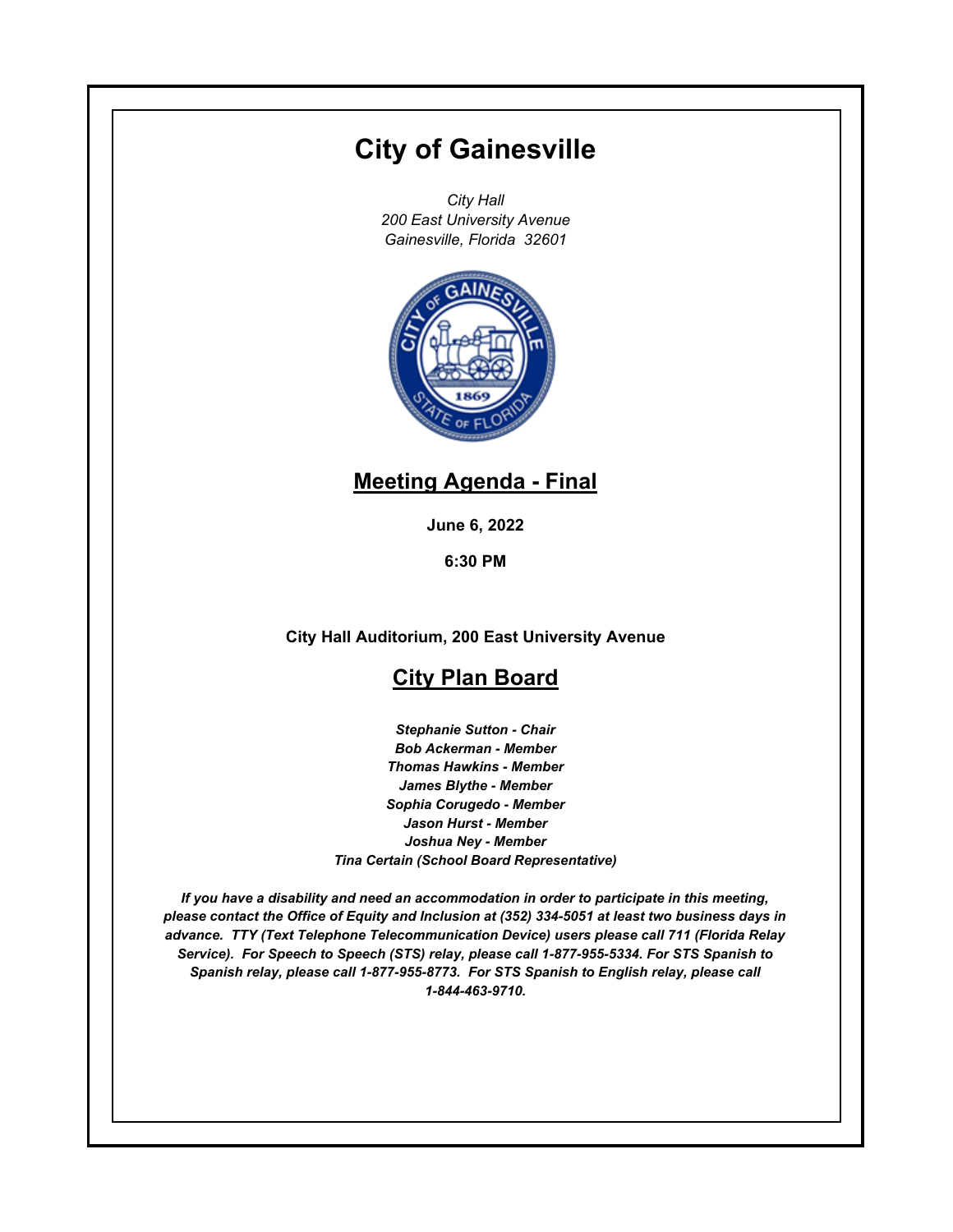# City of Gainesville

*City Hall*
*200 East University Avenue*
*Gainesville, Florida 32601*

## Meeting Agenda - Final

**June 6, 2022**

**6:30 PM**

**City Hall Auditorium, 200 East University Avenue**

## City Plan Board

***Stephanie Sutton - Chair***
***Bob Ackerman - Member***
***Thomas Hawkins - Member***
***James Blythe - Member***
***Sophia Corugedo - Member***
***Jason Hurst - Member***
***Joshua Ney - Member***
***Tina Certain (School Board Representative)***

***If you have a disability and need an accommodation in order to participate in this meeting, please contact the Office of Equity and Inclusion at (352) 334-5051 at least two business days in advance. TTY (Text Telephone Telecommunication Device) users please call 711 (Florida Relay Service). For Speech to Speech (STS) relay, please call 1-877-955-5334. For STS Spanish to Spanish relay, please call 1-877-955-8773. For STS Spanish to English relay, please call 1-844-463-9710.***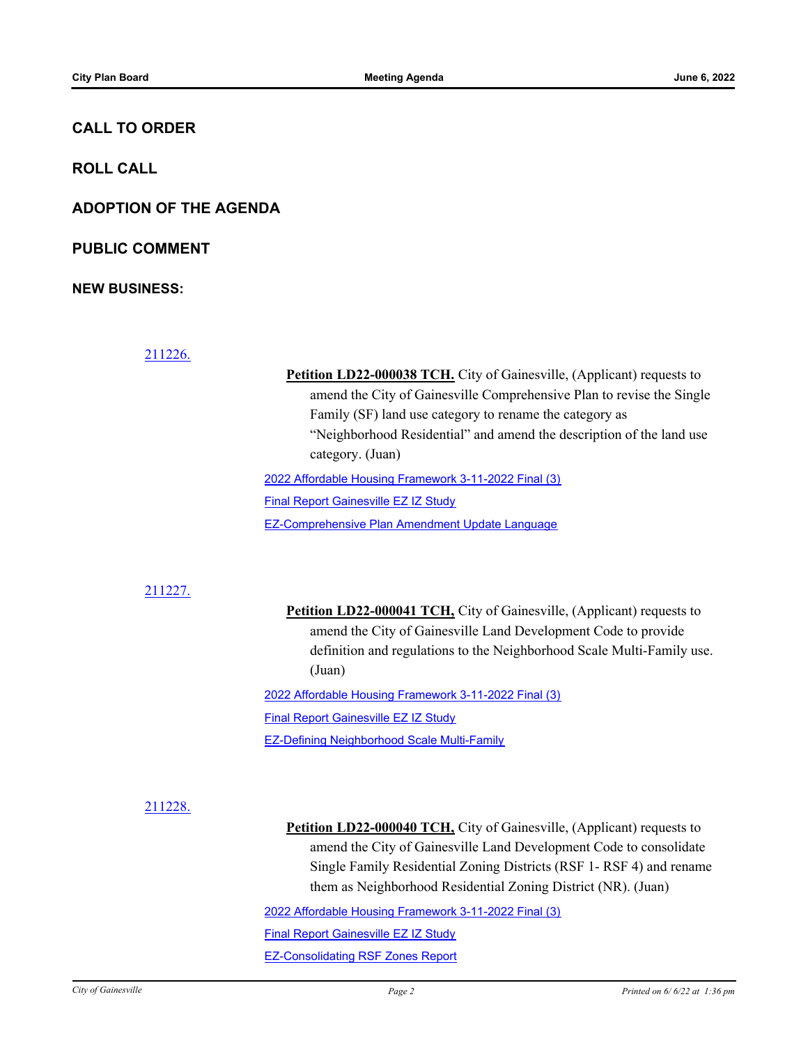## CALL TO ORDER

## ROLL CALL

## ADOPTION OF THE AGENDA

## PUBLIC COMMENT

## NEW BUSINESS:

211226.

**Petition LD22-000038 TCH.** City of Gainesville, (Applicant) requests to amend the City of Gainesville Comprehensive Plan to revise the Single Family (SF) land use category to rename the category as "Neighborhood Residential" and amend the description of the land use category. (Juan)

2022 Affordable Housing Framework 3-11-2022 Final (3)

Final Report Gainesville EZ IZ Study

EZ-Comprehensive Plan Amendment Update Language

211227.

**Petition LD22-000041 TCH,** City of Gainesville, (Applicant) requests to amend the City of Gainesville Land Development Code to provide definition and regulations to the Neighborhood Scale Multi-Family use. (Juan)

2022 Affordable Housing Framework 3-11-2022 Final (3)

Final Report Gainesville EZ IZ Study

EZ-Defining Neighborhood Scale Multi-Family

211228.

**Petition LD22-000040 TCH,** City of Gainesville, (Applicant) requests to amend the City of Gainesville Land Development Code to consolidate Single Family Residential Zoning Districts (RSF 1- RSF 4) and rename them as Neighborhood Residential Zoning District (NR). (Juan)

2022 Affordable Housing Framework 3-11-2022 Final (3)

Final Report Gainesville EZ IZ Study

EZ-Consolidating RSF Zones Report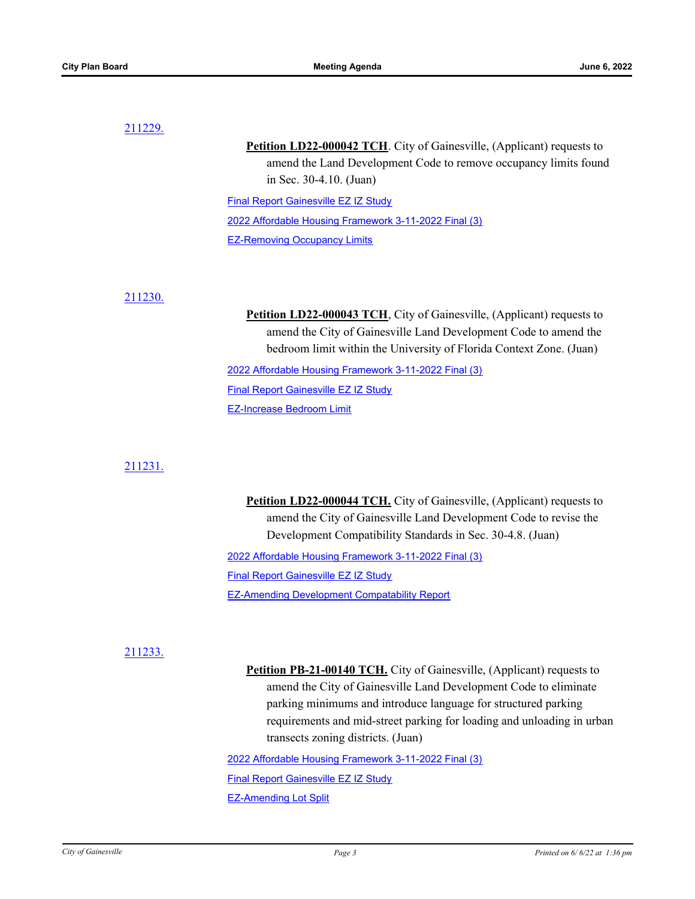211229.

**Petition LD22-000042 TCH**. City of Gainesville, (Applicant) requests to amend the Land Development Code to remove occupancy limits found in Sec. 30-4.10. (Juan)

Final Report Gainesville EZ IZ Study

2022 Affordable Housing Framework 3-11-2022 Final (3)

EZ-Removing Occupancy Limits

211230.

**Petition LD22-000043 TCH**, City of Gainesville, (Applicant) requests to amend the City of Gainesville Land Development Code to amend the bedroom limit within the University of Florida Context Zone. (Juan)

2022 Affordable Housing Framework 3-11-2022 Final (3)

Final Report Gainesville EZ IZ Study

EZ-Increase Bedroom Limit

211231.

**Petition LD22-000044 TCH.** City of Gainesville, (Applicant) requests to amend the City of Gainesville Land Development Code to revise the Development Compatibility Standards in Sec. 30-4.8. (Juan)

2022 Affordable Housing Framework 3-11-2022 Final (3)

Final Report Gainesville EZ IZ Study

EZ-Amending Development Compatability Report

211233.

**Petition PB-21-00140 TCH.** City of Gainesville, (Applicant) requests to amend the City of Gainesville Land Development Code to eliminate parking minimums and introduce language for structured parking requirements and mid-street parking for loading and unloading in urban transects zoning districts. (Juan)

2022 Affordable Housing Framework 3-11-2022 Final (3)

Final Report Gainesville EZ IZ Study

EZ-Amending Lot Split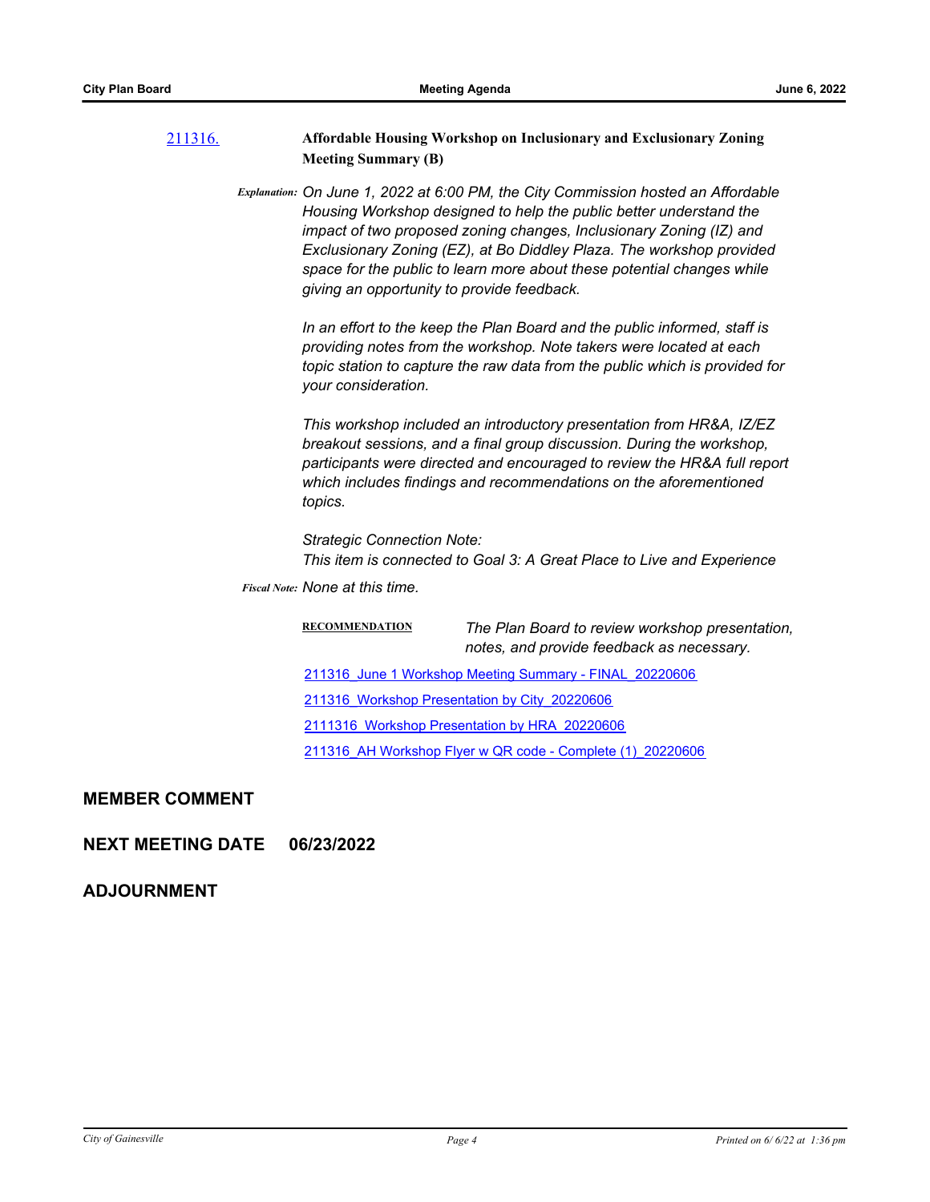[211316.](#) **Affordable Housing Workshop on Inclusionary and Exclusionary Zoning Meeting Summary (B)**

***Explanation:*** *On June 1, 2022 at 6:00 PM, the City Commission hosted an Affordable Housing Workshop designed to help the public better understand the impact of two proposed zoning changes, Inclusionary Zoning (IZ) and Exclusionary Zoning (EZ), at Bo Diddley Plaza. The workshop provided space for the public to learn more about these potential changes while giving an opportunity to provide feedback.*

*In an effort to the keep the Plan Board and the public informed, staff is providing notes from the workshop. Note takers were located at each topic station to capture the raw data from the public which is provided for your consideration.*

*This workshop included an introductory presentation from HR&A, IZ/EZ breakout sessions, and a final group discussion. During the workshop, participants were directed and encouraged to review the HR&A full report which includes findings and recommendations on the aforementioned topics.*

*Strategic Connection Note:*
*This item is connected to Goal 3: A Great Place to Live and Experience*

***Fiscal Note:*** *None at this time.*

**RECOMMENDATION** *The Plan Board to review workshop presentation, notes, and provide feedback as necessary.*

211316_June 1 Workshop Meeting Summary - FINAL_20220606

211316_Workshop Presentation by City_20220606

2111316_Workshop Presentation by HRA_20220606

211316_AH Workshop Flyer w QR code - Complete (1)_20220606

## MEMBER COMMENT

## NEXT MEETING DATE 06/23/2022

## ADJOURNMENT